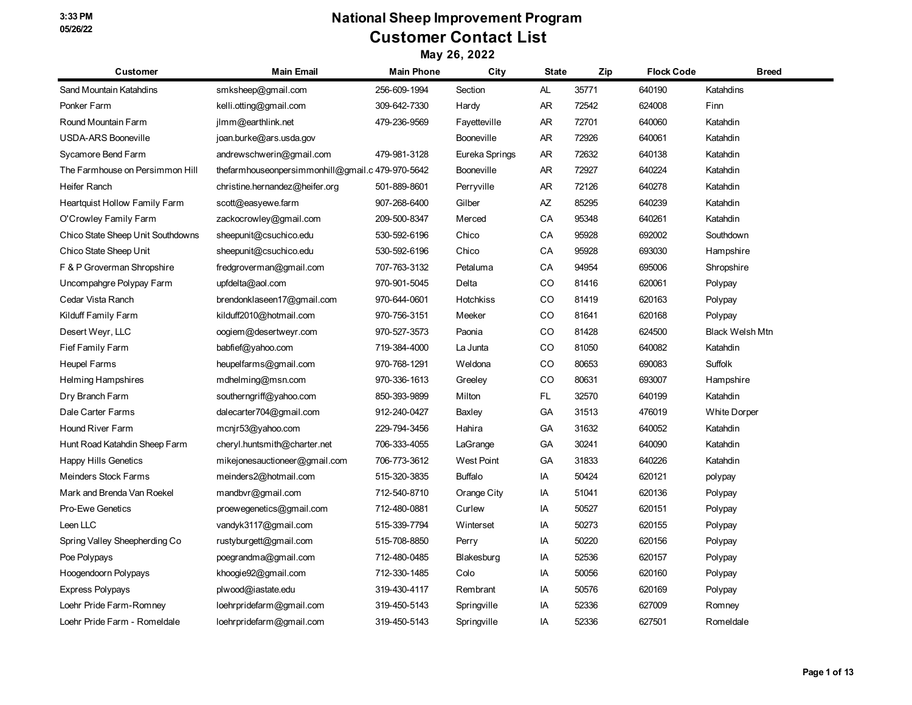# National Sheep Improvement Program

## Customer Contact List

### May 26, 2022

| Customer | Main Email | Main Phone | City | State | Zip | Flock Code | Breed |
|---|---|---|---|---|---|---|---|
| Sand Mountain Katahdins | smksheep@gmail.com | 256-609-1994 | Section | AL | 35771 | 640190 | Katahdins |
| Ponker Farm | kelli.otting@gmail.com | 309-642-7330 | Hardy | AR | 72542 | 624008 | Finn |
| Round Mountain Farm | jlmm@earthlink.net | 479-236-9569 | Fayetteville | AR | 72701 | 640060 | Katahdin |
| USDA-ARS Booneville | joan.burke@ars.usda.gov | | Booneville | AR | 72926 | 640061 | Katahdin |
| Sycamore Bend Farm | andrewschwerin@gmail.com | 479-981-3128 | Eureka Springs | AR | 72632 | 640138 | Katahdin |
| The Farmhouse on Persimmon Hill | thefarmhouseonpersimmonhill@gmail.c | 479-970-5642 | Booneville | AR | 72927 | 640224 | Katahdin |
| Heifer Ranch | christine.hernandez@heifer.org | 501-889-8601 | Perryville | AR | 72126 | 640278 | Katahdin |
| Heartquist Hollow Family Farm | scott@easyewe.farm | 907-268-6400 | Gilber | AZ | 85295 | 640239 | Katahdin |
| O'Crowley Family Farm | zackocrowley@gmail.com | 209-500-8347 | Merced | CA | 95348 | 640261 | Katahdin |
| Chico State Sheep Unit Southdowns | sheepunit@csuchico.edu | 530-592-6196 | Chico | CA | 95928 | 692002 | Southdown |
| Chico State Sheep Unit | sheepunit@csuchico.edu | 530-592-6196 | Chico | CA | 95928 | 693030 | Hampshire |
| F & P Groverman Shropshire | fredgroverman@gmail.com | 707-763-3132 | Petaluma | CA | 94954 | 695006 | Shropshire |
| Uncompahgre Polypay Farm | upfdelta@aol.com | 970-901-5045 | Delta | CO | 81416 | 620061 | Polypay |
| Cedar Vista Ranch | brendonklaseen17@gmail.com | 970-644-0601 | Hotchkiss | CO | 81419 | 620163 | Polypay |
| Kilduff Family Farm | kilduff2010@hotmail.com | 970-756-3151 | Meeker | CO | 81641 | 620168 | Polypay |
| Desert Weyr, LLC | oogiem@desertweyr.com | 970-527-3573 | Paonia | CO | 81428 | 624500 | Black Welsh Mtn |
| Fief Family Farm | babfief@yahoo.com | 719-384-4000 | La Junta | CO | 81050 | 640082 | Katahdin |
| Heupel Farms | heupelfarms@gmail.com | 970-768-1291 | Weldona | CO | 80653 | 690083 | Suffolk |
| Helming Hampshires | mdhelming@msn.com | 970-336-1613 | Greeley | CO | 80631 | 693007 | Hampshire |
| Dry Branch Farm | southerngriff@yahoo.com | 850-393-9899 | Milton | FL | 32570 | 640199 | Katahdin |
| Dale Carter Farms | dalecarter704@gmail.com | 912-240-0427 | Baxley | GA | 31513 | 476019 | White Dorper |
| Hound River Farm | mcnjr53@yahoo.com | 229-794-3456 | Hahira | GA | 31632 | 640052 | Katahdin |
| Hunt Road Katahdin Sheep Farm | cheryl.huntsmith@charter.net | 706-333-4055 | LaGrange | GA | 30241 | 640090 | Katahdin |
| Happy Hills Genetics | mikejonesauctioneer@gmail.com | 706-773-3612 | West Point | GA | 31833 | 640226 | Katahdin |
| Meinders Stock Farms | meinders2@hotmail.com | 515-320-3835 | Buffalo | IA | 50424 | 620121 | polypay |
| Mark and Brenda Van Roekel | mandbvr@gmail.com | 712-540-8710 | Orange City | IA | 51041 | 620136 | Polypay |
| Pro-Ewe Genetics | proewegenetics@gmail.com | 712-480-0881 | Curlew | IA | 50527 | 620151 | Polypay |
| Leen LLC | vandyk3117@gmail.com | 515-339-7794 | Winterset | IA | 50273 | 620155 | Polypay |
| Spring Valley Sheepherding Co | rustyburgett@gmail.com | 515-708-8850 | Perry | IA | 50220 | 620156 | Polypay |
| Poe Polypays | poegrandma@gmail.com | 712-480-0485 | Blakesburg | IA | 52536 | 620157 | Polypay |
| Hoogendoorn Polypays | khoogie92@gmail.com | 712-330-1485 | Colo | IA | 50056 | 620160 | Polypay |
| Express Polypays | plwood@iastate.edu | 319-430-4117 | Rembrant | IA | 50576 | 620169 | Polypay |
| Loehr Pride Farm-Romney | loehrpridefarm@gmail.com | 319-450-5143 | Springville | IA | 52336 | 627009 | Romney |
| Loehr Pride Farm - Romeldale | loehrpridefarm@gmail.com | 319-450-5143 | Springville | IA | 52336 | 627501 | Romeldale |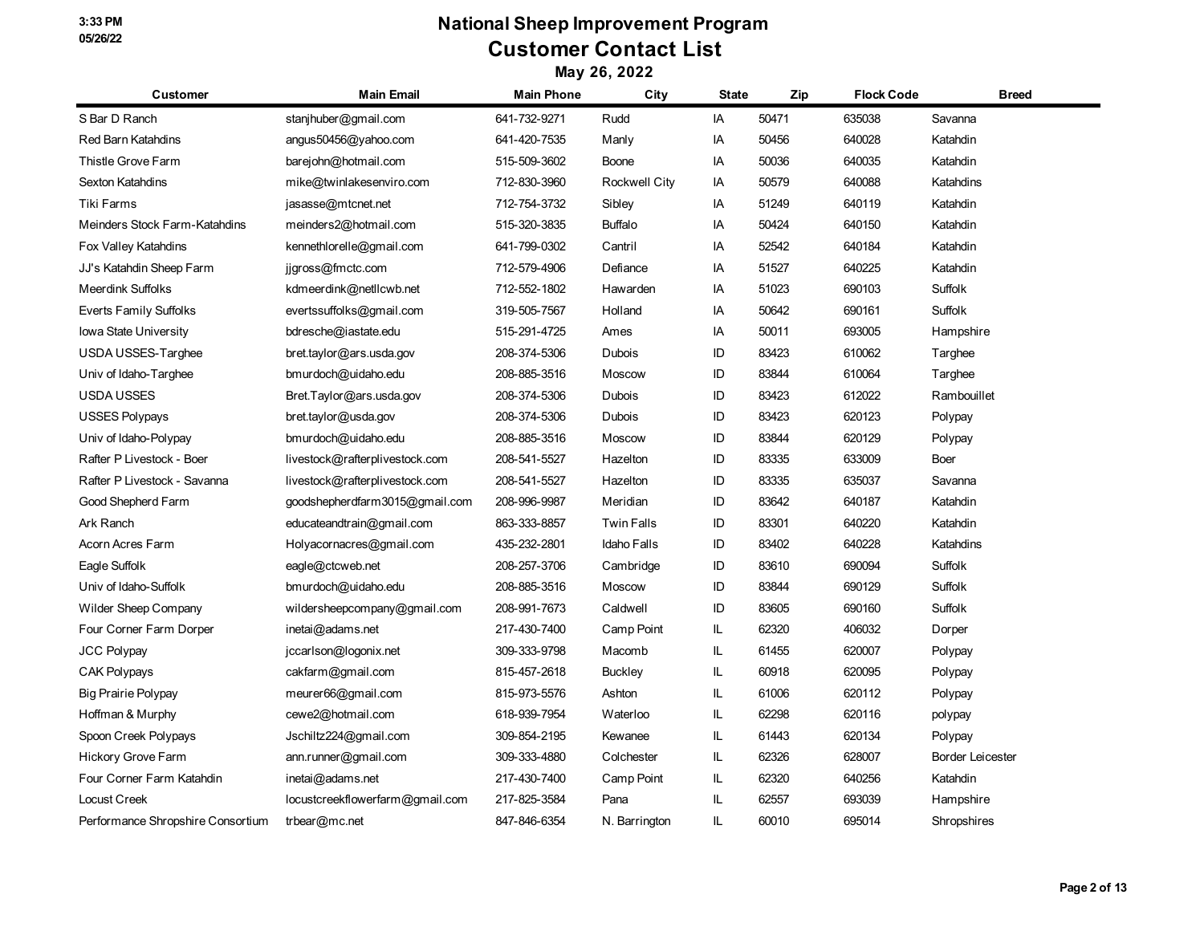# National Sheep Improvement Program

## Customer Contact List

### May 26, 2022

| Customer | Main Email | Main Phone | City | State | Zip | Flock Code | Breed |
|---|---|---|---|---|---|---|---|
| S Bar D Ranch | stanjhuber@gmail.com | 641-732-9271 | Rudd | IA | 50471 | 635038 | Savanna |
| Red Barn Katahdins | angus50456@yahoo.com | 641-420-7535 | Manly | IA | 50456 | 640028 | Katahdin |
| Thistle Grove Farm | barejohn@hotmail.com | 515-509-3602 | Boone | IA | 50036 | 640035 | Katahdin |
| Sexton Katahdins | mike@twinlakesenviro.com | 712-830-3960 | Rockwell City | IA | 50579 | 640088 | Katahdins |
| Tiki Farms | jasasse@mtcnet.net | 712-754-3732 | Sibley | IA | 51249 | 640119 | Katahdin |
| Meinders Stock Farm-Katahdins | meinders2@hotmail.com | 515-320-3835 | Buffalo | IA | 50424 | 640150 | Katahdin |
| Fox Valley Katahdins | kennethlorelle@gmail.com | 641-799-0302 | Cantril | IA | 52542 | 640184 | Katahdin |
| JJ's Katahdin Sheep Farm | jjgross@fmctc.com | 712-579-4906 | Defiance | IA | 51527 | 640225 | Katahdin |
| Meerdink Suffolks | kdmeerdink@netllcwb.net | 712-552-1802 | Hawarden | IA | 51023 | 690103 | Suffolk |
| Everts Family Suffolks | evertssuffolks@gmail.com | 319-505-7567 | Holland | IA | 50642 | 690161 | Suffolk |
| Iowa State University | bdresche@iastate.edu | 515-291-4725 | Ames | IA | 50011 | 693005 | Hampshire |
| USDA USSES-Targhee | bret.taylor@ars.usda.gov | 208-374-5306 | Dubois | ID | 83423 | 610062 | Targhee |
| Univ of Idaho-Targhee | bmurdoch@uidaho.edu | 208-885-3516 | Moscow | ID | 83844 | 610064 | Targhee |
| USDA USSES | Bret.Taylor@ars.usda.gov | 208-374-5306 | Dubois | ID | 83423 | 612022 | Rambouillet |
| USSES Polypays | bret.taylor@usda.gov | 208-374-5306 | Dubois | ID | 83423 | 620123 | Polypay |
| Univ of Idaho-Polypay | bmurdoch@uidaho.edu | 208-885-3516 | Moscow | ID | 83844 | 620129 | Polypay |
| Rafter P Livestock - Boer | livestock@rafterplivestock.com | 208-541-5527 | Hazelton | ID | 83335 | 633009 | Boer |
| Rafter P Livestock - Savanna | livestock@rafterplivestock.com | 208-541-5527 | Hazelton | ID | 83335 | 635037 | Savanna |
| Good Shepherd Farm | goodshepherdfarm3015@gmail.com | 208-996-9987 | Meridian | ID | 83642 | 640187 | Katahdin |
| Ark Ranch | educateandtrain@gmail.com | 863-333-8857 | Twin Falls | ID | 83301 | 640220 | Katahdin |
| Acorn Acres Farm | Holyacornacres@gmail.com | 435-232-2801 | Idaho Falls | ID | 83402 | 640228 | Katahdins |
| Eagle Suffolk | eagle@ctcweb.net | 208-257-3706 | Cambridge | ID | 83610 | 690094 | Suffolk |
| Univ of Idaho-Suffolk | bmurdoch@uidaho.edu | 208-885-3516 | Moscow | ID | 83844 | 690129 | Suffolk |
| Wilder Sheep Company | wildersheepcompany@gmail.com | 208-991-7673 | Caldwell | ID | 83605 | 690160 | Suffolk |
| Four Corner Farm Dorper | inetai@adams.net | 217-430-7400 | Camp Point | IL | 62320 | 406032 | Dorper |
| JCC Polypay | jccarlson@logonix.net | 309-333-9798 | Macomb | IL | 61455 | 620007 | Polypay |
| CAK Polypays | cakfarm@gmail.com | 815-457-2618 | Buckley | IL | 60918 | 620095 | Polypay |
| Big Prairie Polypay | meurer66@gmail.com | 815-973-5576 | Ashton | IL | 61006 | 620112 | Polypay |
| Hoffman & Murphy | cewe2@hotmail.com | 618-939-7954 | Waterloo | IL | 62298 | 620116 | polypay |
| Spoon Creek Polypays | Jschiltz224@gmail.com | 309-854-2195 | Kewanee | IL | 61443 | 620134 | Polypay |
| Hickory Grove Farm | ann.runner@gmail.com | 309-333-4880 | Colchester | IL | 62326 | 628007 | Border Leicester |
| Four Corner Farm Katahdin | inetai@adams.net | 217-430-7400 | Camp Point | IL | 62320 | 640256 | Katahdin |
| Locust Creek | locustcreekflowerfarm@gmail.com | 217-825-3584 | Pana | IL | 62557 | 693039 | Hampshire |
| Performance Shropshire Consortium | trbear@mc.net | 847-846-6354 | N. Barrington | IL | 60010 | 695014 | Shropshires |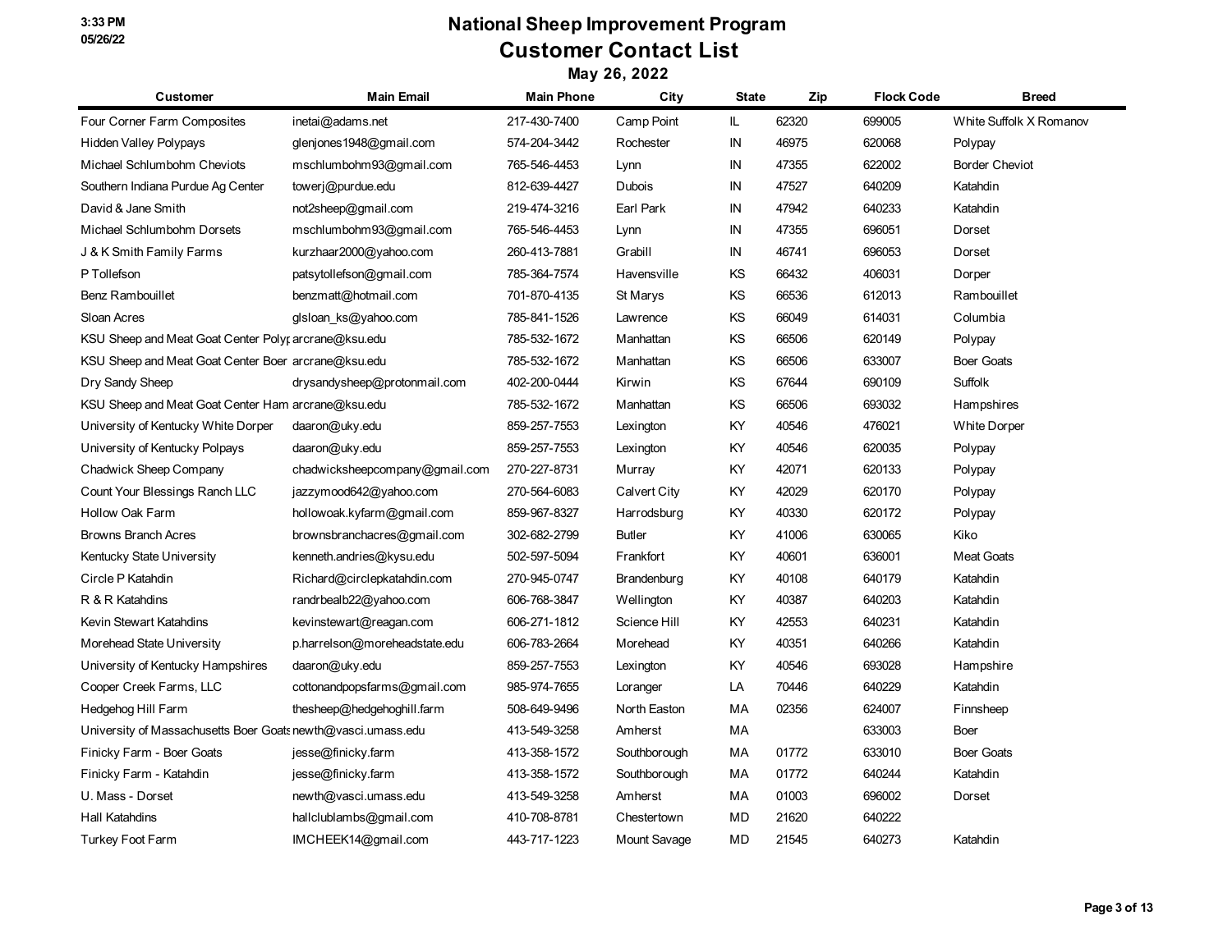# National Sheep Improvement Program

## Customer Contact List

### May 26, 2022

| Customer | Main Email | Main Phone | City | State | Zip | Flock Code | Breed |
|---|---|---|---|---|---|---|---|
| Four Corner Farm Composites | inetai@adams.net | 217-430-7400 | Camp Point | IL | 62320 | 699005 | White Suffolk X Romanov |
| Hidden Valley Polypays | glenjones1948@gmail.com | 574-204-3442 | Rochester | IN | 46975 | 620068 | Polypay |
| Michael Schlumbohm Cheviots | mschlumbohm93@gmail.com | 765-546-4453 | Lynn | IN | 47355 | 622002 | Border Cheviot |
| Southern Indiana Purdue Ag Center | towerj@purdue.edu | 812-639-4427 | Dubois | IN | 47527 | 640209 | Katahdin |
| David & Jane Smith | not2sheep@gmail.com | 219-474-3216 | Earl Park | IN | 47942 | 640233 | Katahdin |
| Michael Schlumbohm Dorsets | mschlumbohm93@gmail.com | 765-546-4453 | Lynn | IN | 47355 | 696051 | Dorset |
| J & K Smith Family Farms | kurzhaar2000@yahoo.com | 260-413-7881 | Grabill | IN | 46741 | 696053 | Dorset |
| P Tollefson | patsytollefson@gmail.com | 785-364-7574 | Havensville | KS | 66432 | 406031 | Dorper |
| Benz Rambouillet | benzmatt@hotmail.com | 701-870-4135 | St Marys | KS | 66536 | 612013 | Rambouillet |
| Sloan Acres | glsloan_ks@yahoo.com | 785-841-1526 | Lawrence | KS | 66049 | 614031 | Columbia |
| KSU Sheep and Meat Goat Center Polyp | arcrane@ksu.edu | 785-532-1672 | Manhattan | KS | 66506 | 620149 | Polypay |
| KSU Sheep and Meat Goat Center Boer | arcrane@ksu.edu | 785-532-1672 | Manhattan | KS | 66506 | 633007 | Boer Goats |
| Dry Sandy Sheep | drysandysheep@protonmail.com | 402-200-0444 | Kirwin | KS | 67644 | 690109 | Suffolk |
| KSU Sheep and Meat Goat Center Ham | arcrane@ksu.edu | 785-532-1672 | Manhattan | KS | 66506 | 693032 | Hampshires |
| University of Kentucky White Dorper | daaron@uky.edu | 859-257-7553 | Lexington | KY | 40546 | 476021 | White Dorper |
| University of Kentucky Polpays | daaron@uky.edu | 859-257-7553 | Lexington | KY | 40546 | 620035 | Polypay |
| Chadwick Sheep Company | chadwicksheepcompany@gmail.com | 270-227-8731 | Murray | KY | 42071 | 620133 | Polypay |
| Count Your Blessings Ranch LLC | jazzymood642@yahoo.com | 270-564-6083 | Calvert City | KY | 42029 | 620170 | Polypay |
| Hollow Oak Farm | hollowoak.kyfarm@gmail.com | 859-967-8327 | Harrodsburg | KY | 40330 | 620172 | Polypay |
| Browns Branch Acres | brownsbranchacres@gmail.com | 302-682-2799 | Butler | KY | 41006 | 630065 | Kiko |
| Kentucky State University | kenneth.andries@kysu.edu | 502-597-5094 | Frankfort | KY | 40601 | 636001 | Meat Goats |
| Circle P Katahdin | Richard@circlepkatahdin.com | 270-945-0747 | Brandenburg | KY | 40108 | 640179 | Katahdin |
| R & R Katahdins | randrbealb22@yahoo.com | 606-768-3847 | Wellington | KY | 40387 | 640203 | Katahdin |
| Kevin Stewart Katahdins | kevinstewart@reagan.com | 606-271-1812 | Science Hill | KY | 42553 | 640231 | Katahdin |
| Morehead State University | p.harrelson@moreheadstate.edu | 606-783-2664 | Morehead | KY | 40351 | 640266 | Katahdin |
| University of Kentucky Hampshires | daaron@uky.edu | 859-257-7553 | Lexington | KY | 40546 | 693028 | Hampshire |
| Cooper Creek Farms, LLC | cottonandpopsfarms@gmail.com | 985-974-7655 | Loranger | LA | 70446 | 640229 | Katahdin |
| Hedgehog Hill Farm | thesheep@hedgehoghill.farm | 508-649-9496 | North Easton | MA | 02356 | 624007 | Finnsheep |
| University of Massachusetts Boer Goats | newth@vasci.umass.edu | 413-549-3258 | Amherst | MA | | 633003 | Boer |
| Finicky Farm - Boer Goats | jesse@finicky.farm | 413-358-1572 | Southborough | MA | 01772 | 633010 | Boer Goats |
| Finicky Farm - Katahdin | jesse@finicky.farm | 413-358-1572 | Southborough | MA | 01772 | 640244 | Katahdin |
| U. Mass - Dorset | newth@vasci.umass.edu | 413-549-3258 | Amherst | MA | 01003 | 696002 | Dorset |
| Hall Katahdins | hallclublambs@gmail.com | 410-708-8781 | Chestertown | MD | 21620 | 640222 | |
| Turkey Foot Farm | IMCHEEK14@gmail.com | 443-717-1223 | Mount Savage | MD | 21545 | 640273 | Katahdin |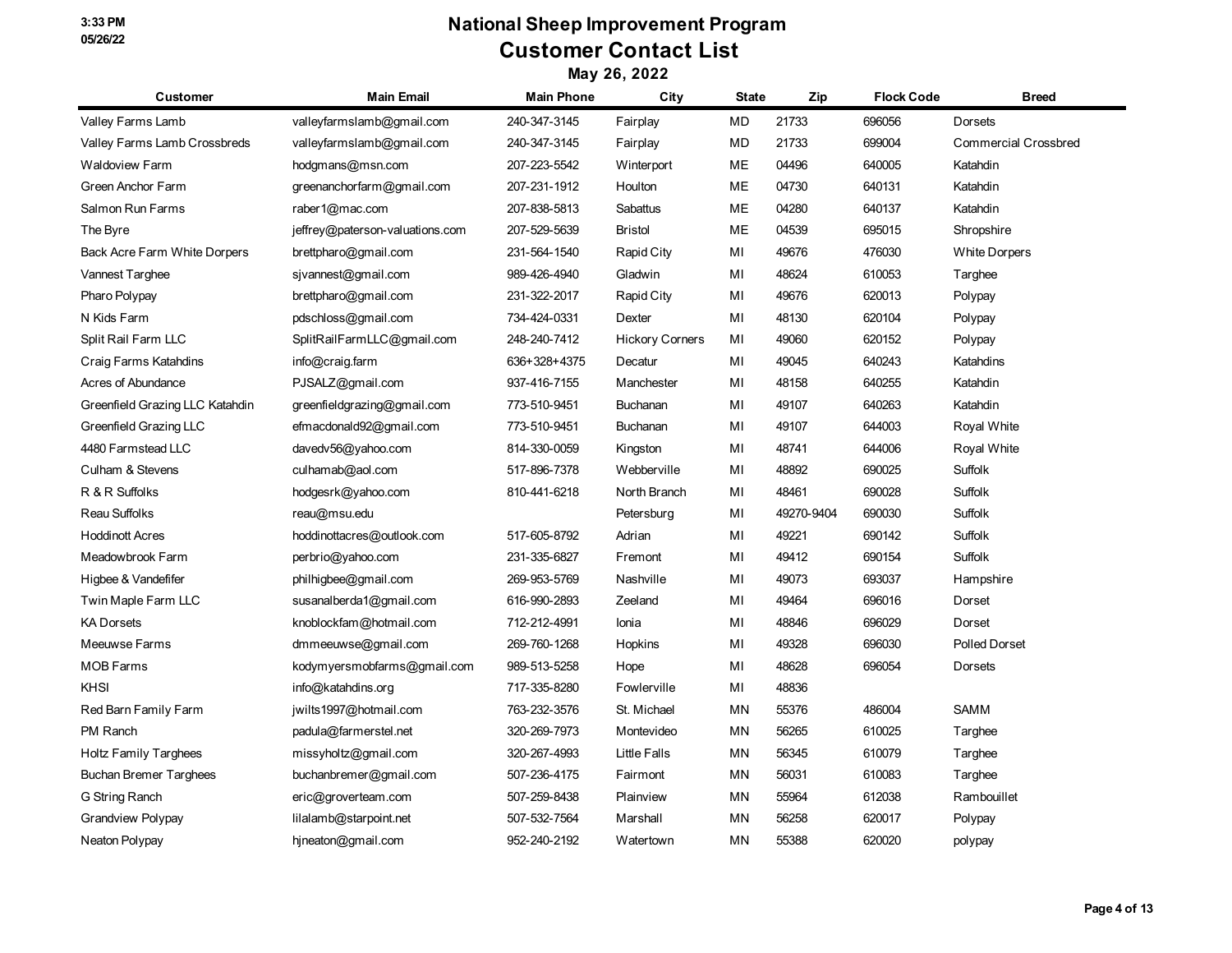# National Sheep Improvement Program

## Customer Contact List

### May 26, 2022

| Customer | Main Email | Main Phone | City | State | Zip | Flock Code | Breed |
|---|---|---|---|---|---|---|---|
| Valley Farms Lamb | valleyfarmslamb@gmail.com | 240-347-3145 | Fairplay | MD | 21733 | 696056 | Dorsets |
| Valley Farms Lamb Crossbreds | valleyfarmslamb@gmail.com | 240-347-3145 | Fairplay | MD | 21733 | 699004 | Commercial Crossbred |
| Waldoview Farm | hodgmans@msn.com | 207-223-5542 | Winterport | ME | 04496 | 640005 | Katahdin |
| Green Anchor Farm | greenanchorfarm@gmail.com | 207-231-1912 | Houlton | ME | 04730 | 640131 | Katahdin |
| Salmon Run Farms | raber1@mac.com | 207-838-5813 | Sabattus | ME | 04280 | 640137 | Katahdin |
| The Byre | jeffrey@paterson-valuations.com | 207-529-5639 | Bristol | ME | 04539 | 695015 | Shropshire |
| Back Acre Farm White Dorpers | brettpharo@gmail.com | 231-564-1540 | Rapid City | MI | 49676 | 476030 | White Dorpers |
| Vannest Targhee | sjvannest@gmail.com | 989-426-4940 | Gladwin | MI | 48624 | 610053 | Targhee |
| Pharo Polypay | brettpharo@gmail.com | 231-322-2017 | Rapid City | MI | 49676 | 620013 | Polypay |
| N Kids Farm | pdschloss@gmail.com | 734-424-0331 | Dexter | MI | 48130 | 620104 | Polypay |
| Split Rail Farm LLC | SplitRailFarmLLC@gmail.com | 248-240-7412 | Hickory Corners | MI | 49060 | 620152 | Polypay |
| Craig Farms Katahdins | info@craig.farm | 636+328+4375 | Decatur | MI | 49045 | 640243 | Katahdins |
| Acres of Abundance | PJSALZ@gmail.com | 937-416-7155 | Manchester | MI | 48158 | 640255 | Katahdin |
| Greenfield Grazing LLC Katahdin | greenfieldgrazing@gmail.com | 773-510-9451 | Buchanan | MI | 49107 | 640263 | Katahdin |
| Greenfield Grazing LLC | efmacdonald92@gmail.com | 773-510-9451 | Buchanan | MI | 49107 | 644003 | Royal White |
| 4480 Farmstead LLC | davedv56@yahoo.com | 814-330-0059 | Kingston | MI | 48741 | 644006 | Royal White |
| Culham & Stevens | culhamab@aol.com | 517-896-7378 | Webberville | MI | 48892 | 690025 | Suffolk |
| R & R Suffolks | hodgesrk@yahoo.com | 810-441-6218 | North Branch | MI | 48461 | 690028 | Suffolk |
| Reau Suffolks | reau@msu.edu | | Petersburg | MI | 49270-9404 | 690030 | Suffolk |
| Hoddinott Acres | hoddinottacres@outlook.com | 517-605-8792 | Adrian | MI | 49221 | 690142 | Suffolk |
| Meadowbrook Farm | perbrio@yahoo.com | 231-335-6827 | Fremont | MI | 49412 | 690154 | Suffolk |
| Higbee & Vandefifer | philhigbee@gmail.com | 269-953-5769 | Nashville | MI | 49073 | 693037 | Hampshire |
| Twin Maple Farm LLC | susanalberda1@gmail.com | 616-990-2893 | Zeeland | MI | 49464 | 696016 | Dorset |
| KA Dorsets | knoblockfam@hotmail.com | 712-212-4991 | Ionia | MI | 48846 | 696029 | Dorset |
| Meeuwse Farms | dmmeeuwse@gmail.com | 269-760-1268 | Hopkins | MI | 49328 | 696030 | Polled Dorset |
| MOB Farms | kodymyersmobfarms@gmail.com | 989-513-5258 | Hope | MI | 48628 | 696054 | Dorsets |
| KHSI | info@katahdins.org | 717-335-8280 | Fowlerville | MI | 48836 | | |
| Red Barn Family Farm | jwilts1997@hotmail.com | 763-232-3576 | St. Michael | MN | 55376 | 486004 | SAMM |
| PM Ranch | padula@farmerstel.net | 320-269-7973 | Montevideo | MN | 56265 | 610025 | Targhee |
| Holtz Family Targhees | missyholtz@gmail.com | 320-267-4993 | Little Falls | MN | 56345 | 610079 | Targhee |
| Buchan Bremer Targhees | buchanbremer@gmail.com | 507-236-4175 | Fairmont | MN | 56031 | 610083 | Targhee |
| G String Ranch | eric@groverteam.com | 507-259-8438 | Plainview | MN | 55964 | 612038 | Rambouillet |
| Grandview Polypay | lilalamb@starpoint.net | 507-532-7564 | Marshall | MN | 56258 | 620017 | Polypay |
| Neaton Polypay | hjneaton@gmail.com | 952-240-2192 | Watertown | MN | 55388 | 620020 | polypay |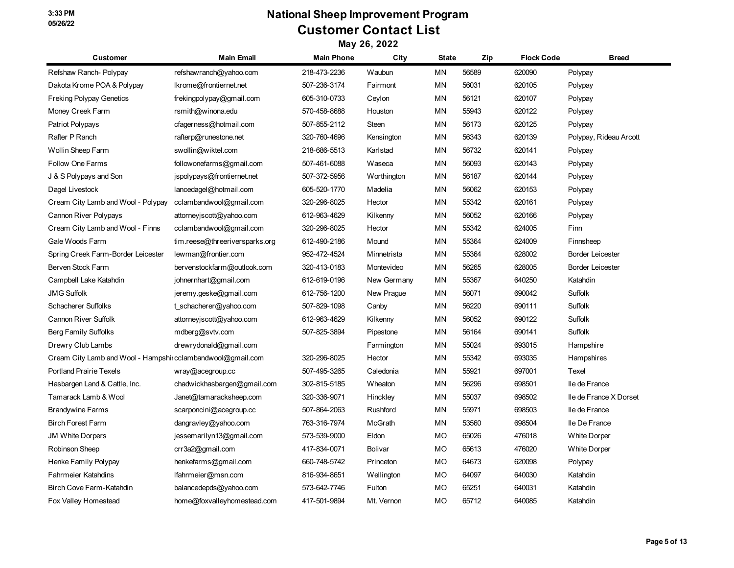# National Sheep Improvement Program
## Customer Contact List
### May 26, 2022

| Customer | Main Email | Main Phone | City | State | Zip | Flock Code | Breed |
|---|---|---|---|---|---|---|---|
| Refshaw Ranch- Polypay | refshawranch@yahoo.com | 218-473-2236 | Waubun | MN | 56589 | 620090 | Polypay |
| Dakota Krome POA & Polypay | lkrome@frontiernet.net | 507-236-3174 | Fairmont | MN | 56031 | 620105 | Polypay |
| Freking Polypay Genetics | frekingpolypay@gmail.com | 605-310-0733 | Ceylon | MN | 56121 | 620107 | Polypay |
| Money Creek Farm | rsmith@winona.edu | 570-458-8688 | Houston | MN | 55943 | 620122 | Polypay |
| Patriot Polypays | cfagerness@hotmail.com | 507-855-2112 | Steen | MN | 56173 | 620125 | Polypay |
| Rafter P Ranch | rafterp@runestone.net | 320-760-4696 | Kensington | MN | 56343 | 620139 | Polypay, Rideau Arcott |
| Wollin Sheep Farm | swollin@wiktel.com | 218-686-5513 | Karlstad | MN | 56732 | 620141 | Polypay |
| Follow One Farms | followonefarms@gmail.com | 507-461-6088 | Waseca | MN | 56093 | 620143 | Polypay |
| J & S Polypays and Son | jspolypays@frontiernet.net | 507-372-5956 | Worthington | MN | 56187 | 620144 | Polypay |
| Dagel Livestock | lancedagel@hotmail.com | 605-520-1770 | Madelia | MN | 56062 | 620153 | Polypay |
| Cream City Lamb and Wool - Polypay | cclambandwool@gmail.com | 320-296-8025 | Hector | MN | 55342 | 620161 | Polypay |
| Cannon River Polypays | attorneyjscott@yahoo.com | 612-963-4629 | Kilkenny | MN | 56052 | 620166 | Polypay |
| Cream City Lamb and Wool - Finns | cclambandwool@gmail.com | 320-296-8025 | Hector | MN | 55342 | 624005 | Finn |
| Gale Woods Farm | tim.reese@threeriversparks.org | 612-490-2186 | Mound | MN | 55364 | 624009 | Finnsheep |
| Spring Creek Farm-Border Leicester | lewman@frontier.com | 952-472-4524 | Minnetrista | MN | 55364 | 628002 | Border Leicester |
| Berven Stock Farm | bervenstockfarm@outlook.com | 320-413-0183 | Montevideo | MN | 56265 | 628005 | Border Leicester |
| Campbell Lake Katahdin | johnernhart@gmail.com | 612-619-0196 | New Germany | MN | 55367 | 640250 | Katahdin |
| JMG Suffolk | jeremy.geske@gmail.com | 612-756-1200 | New Prague | MN | 56071 | 690042 | Suffolk |
| Schacherer Suffolks | t_schacherer@yahoo.com | 507-829-1098 | Canby | MN | 56220 | 690111 | Suffolk |
| Cannon River Suffolk | attorneyjscott@yahoo.com | 612-963-4629 | Kilkenny | MN | 56052 | 690122 | Suffolk |
| Berg Family Suffolks | mdberg@svtv.com | 507-825-3894 | Pipestone | MN | 56164 | 690141 | Suffolk |
| Drewry Club Lambs | drewrydonald@gmail.com | | Farmington | MN | 55024 | 693015 | Hampshire |
| Cream City Lamb and Wool - Hampshi | cclambandwool@gmail.com | 320-296-8025 | Hector | MN | 55342 | 693035 | Hampshires |
| Portland Prairie Texels | wray@acegroup.cc | 507-495-3265 | Caledonia | MN | 55921 | 697001 | Texel |
| Hasbargen Land & Cattle, Inc. | chadwickhasbargen@gmail.com | 302-815-5185 | Wheaton | MN | 56296 | 698501 | Ile de France |
| Tamarack Lamb & Wool | Janet@tamaracksheep.com | 320-336-9071 | Hinckley | MN | 55037 | 698502 | Ile de France X Dorset |
| Brandywine Farms | scarponcini@acegroup.cc | 507-864-2063 | Rushford | MN | 55971 | 698503 | Ile de France |
| Birch Forest Farm | dangravley@yahoo.com | 763-316-7974 | McGrath | MN | 53560 | 698504 | Ile De France |
| JM White Dorpers | jessemarilyn13@gmail.com | 573-539-9000 | Eldon | MO | 65026 | 476018 | White Dorper |
| Robinson Sheep | crr3a2@gmail.com | 417-834-0071 | Bolivar | MO | 65613 | 476020 | White Dorper |
| Henke Family Polypay | henkefarms@gmail.com | 660-748-5742 | Princeton | MO | 64673 | 620098 | Polypay |
| Fahrmeier Katahdins | lfahrmeier@msn.com | 816-934-8651 | Wellington | MO | 64097 | 640030 | Katahdin |
| Birch Cove Farm-Katahdin | balancedepds@yahoo.com | 573-642-7746 | Fulton | MO | 65251 | 640031 | Katahdin |
| Fox Valley Homestead | home@foxvalleyhomestead.com | 417-501-9894 | Mt. Vernon | MO | 65712 | 640085 | Katahdin |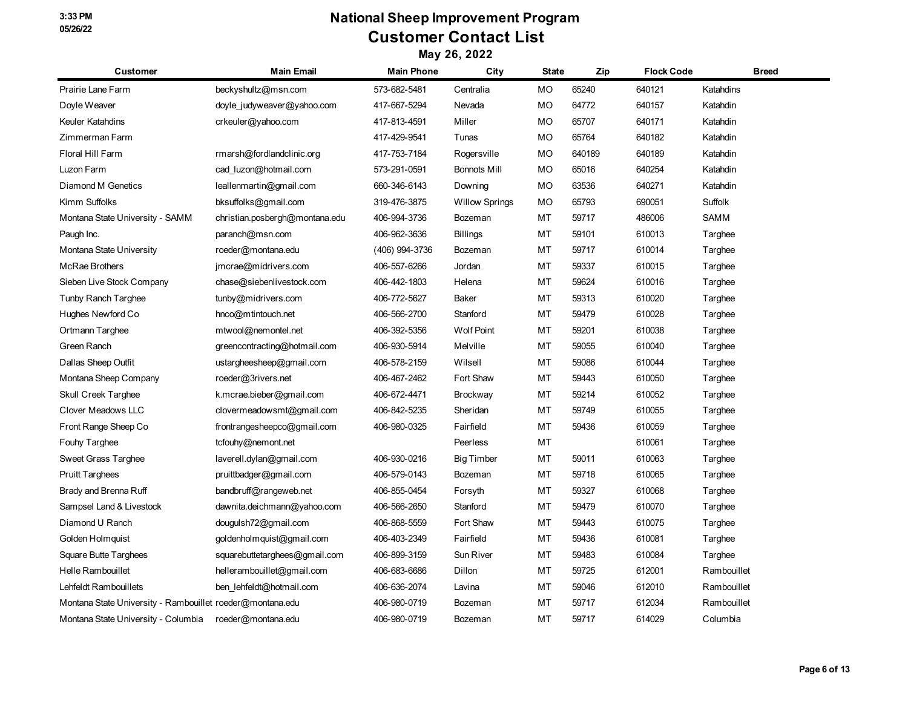# National Sheep Improvement Program

## Customer Contact List

### May 26, 2022

| Customer | Main Email | Main Phone | City | State | Zip | Flock Code | Breed |
|---|---|---|---|---|---|---|---|
| Prairie Lane Farm | beckyshultz@msn.com | 573-682-5481 | Centralia | MO | 65240 | 640121 | Katahdins |
| Doyle Weaver | doyle_judyweaver@yahoo.com | 417-667-5294 | Nevada | MO | 64772 | 640157 | Katahdin |
| Keuler Katahdins | crkeuler@yahoo.com | 417-813-4591 | Miller | MO | 65707 | 640171 | Katahdin |
| Zimmerman Farm | | 417-429-9541 | Tunas | MO | 65764 | 640182 | Katahdin |
| Floral Hill Farm | rmarsh@fordlandclinic.org | 417-753-7184 | Rogersville | MO | 640189 | 640189 | Katahdin |
| Luzon Farm | cad_luzon@hotmail.com | 573-291-0591 | Bonnots Mill | MO | 65016 | 640254 | Katahdin |
| Diamond M Genetics | leallenmartin@gmail.com | 660-346-6143 | Downing | MO | 63536 | 640271 | Katahdin |
| Kimm Suffolks | bksuffolks@gmail.com | 319-476-3875 | Willow Springs | MO | 65793 | 690051 | Suffolk |
| Montana State University - SAMM | christian.posbergh@montana.edu | 406-994-3736 | Bozeman | MT | 59717 | 486006 | SAMM |
| Paugh Inc. | paranch@msn.com | 406-962-3636 | Billings | MT | 59101 | 610013 | Targhee |
| Montana State University | roeder@montana.edu | (406) 994-3736 | Bozeman | MT | 59717 | 610014 | Targhee |
| McRae Brothers | jmcrae@midrivers.com | 406-557-6266 | Jordan | MT | 59337 | 610015 | Targhee |
| Sieben Live Stock Company | chase@siebenlivestock.com | 406-442-1803 | Helena | MT | 59624 | 610016 | Targhee |
| Tunby Ranch Targhee | tunby@midrivers.com | 406-772-5627 | Baker | MT | 59313 | 610020 | Targhee |
| Hughes Newford Co | hnco@mtintouch.net | 406-566-2700 | Stanford | MT | 59479 | 610028 | Targhee |
| Ortmann Targhee | mtwool@nemontel.net | 406-392-5356 | Wolf Point | MT | 59201 | 610038 | Targhee |
| Green Ranch | greencontracting@hotmail.com | 406-930-5914 | Melville | MT | 59055 | 610040 | Targhee |
| Dallas Sheep Outfit | ustargheesheep@gmail.com | 406-578-2159 | Wilsell | MT | 59086 | 610044 | Targhee |
| Montana Sheep Company | roeder@3rivers.net | 406-467-2462 | Fort Shaw | MT | 59443 | 610050 | Targhee |
| Skull Creek Targhee | k.mcrae.bieber@gmail.com | 406-672-4471 | Brockway | MT | 59214 | 610052 | Targhee |
| Clover Meadows LLC | clovermeadowsmt@gmail.com | 406-842-5235 | Sheridan | MT | 59749 | 610055 | Targhee |
| Front Range Sheep Co | frontrangesheepco@gmail.com | 406-980-0325 | Fairfield | MT | 59436 | 610059 | Targhee |
| Fouhy Targhee | tcfouhy@nemont.net | | Peerless | MT | | 610061 | Targhee |
| Sweet Grass Targhee | laverell.dylan@gmail.com | 406-930-0216 | Big Timber | MT | 59011 | 610063 | Targhee |
| Pruitt Targhees | pruittbadger@gmail.com | 406-579-0143 | Bozeman | MT | 59718 | 610065 | Targhee |
| Brady and Brenna Ruff | bandbruff@rangeweb.net | 406-855-0454 | Forsyth | MT | 59327 | 610068 | Targhee |
| Sampsel Land & Livestock | dawnita.deichmann@yahoo.com | 406-566-2650 | Stanford | MT | 59479 | 610070 | Targhee |
| Diamond U Ranch | dougulsh72@gmail.com | 406-868-5559 | Fort Shaw | MT | 59443 | 610075 | Targhee |
| Golden Holmquist | goldenholmquist@gmail.com | 406-403-2349 | Fairfield | MT | 59436 | 610081 | Targhee |
| Square Butte Targhees | squarebuttetarghees@gmail.com | 406-899-3159 | Sun River | MT | 59483 | 610084 | Targhee |
| Helle Rambouillet | hellerambouillet@gmail.com | 406-683-6686 | Dillon | MT | 59725 | 612001 | Rambouillet |
| Lehfeldt Rambouillets | ben_lehfeldt@hotmail.com | 406-636-2074 | Lavina | MT | 59046 | 612010 | Rambouillet |
| Montana State University - Rambouillet | roeder@montana.edu | 406-980-0719 | Bozeman | MT | 59717 | 612034 | Rambouillet |
| Montana State University - Columbia | roeder@montana.edu | 406-980-0719 | Bozeman | MT | 59717 | 614029 | Columbia |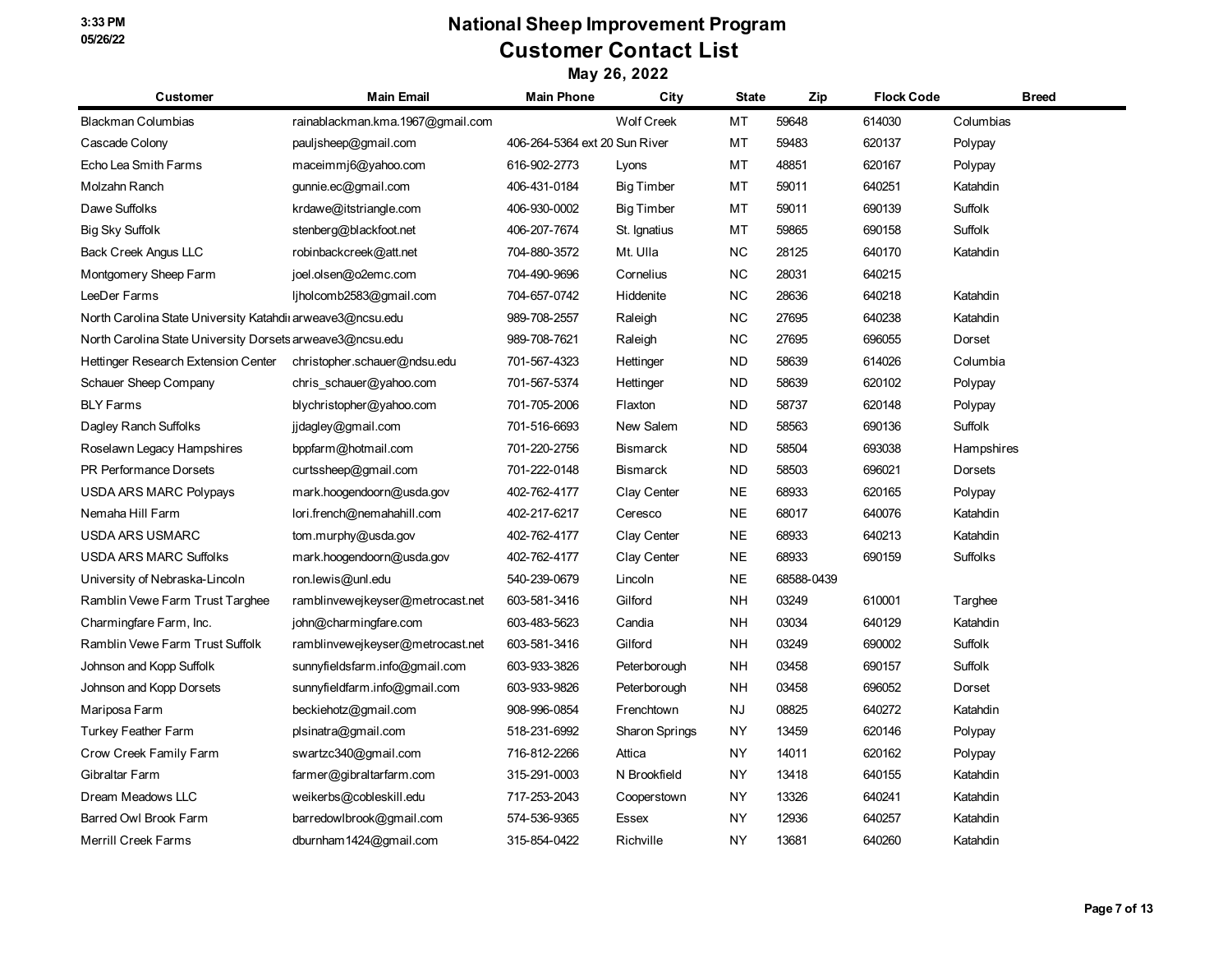# National Sheep Improvement Program

## Customer Contact List

### May 26, 2022

| Customer | Main Email | Main Phone | City | State | Zip | Flock Code | Breed |
|---|---|---|---|---|---|---|---|
| Blackman Columbias | rainablackman.kma.1967@gmail.com | | Wolf Creek | MT | 59648 | 614030 | Columbias |
| Cascade Colony | pauljsheep@gmail.com | 406-264-5364 ext 20 | Sun River | MT | 59483 | 620137 | Polypay |
| Echo Lea Smith Farms | maceimmj6@yahoo.com | 616-902-2773 | Lyons | MT | 48851 | 620167 | Polypay |
| Molzahn Ranch | gunnie.ec@gmail.com | 406-431-0184 | Big Timber | MT | 59011 | 640251 | Katahdin |
| Dawe Suffolks | krdawe@itstriangle.com | 406-930-0002 | Big Timber | MT | 59011 | 690139 | Suffolk |
| Big Sky Suffolk | stenberg@blackfoot.net | 406-207-7674 | St. Ignatius | MT | 59865 | 690158 | Suffolk |
| Back Creek Angus LLC | robinbackcreek@att.net | 704-880-3572 | Mt. Ulla | NC | 28125 | 640170 | Katahdin |
| Montgomery Sheep Farm | joel.olsen@o2emc.com | 704-490-9696 | Cornelius | NC | 28031 | 640215 | |
| LeeDer Farms | ljholcomb2583@gmail.com | 704-657-0742 | Hiddenite | NC | 28636 | 640218 | Katahdin |
| North Carolina State University Katahdi | arweave3@ncsu.edu | 989-708-2557 | Raleigh | NC | 27695 | 640238 | Katahdin |
| North Carolina State University Dorsets | arweave3@ncsu.edu | 989-708-7621 | Raleigh | NC | 27695 | 696055 | Dorset |
| Hettinger Research Extension Center | christopher.schauer@ndsu.edu | 701-567-4323 | Hettinger | ND | 58639 | 614026 | Columbia |
| Schauer Sheep Company | chris_schauer@yahoo.com | 701-567-5374 | Hettinger | ND | 58639 | 620102 | Polypay |
| BLY Farms | blychristopher@yahoo.com | 701-705-2006 | Flaxton | ND | 58737 | 620148 | Polypay |
| Dagley Ranch Suffolks | jjdagley@gmail.com | 701-516-6693 | New Salem | ND | 58563 | 690136 | Suffolk |
| Roselawn Legacy Hampshires | bppfarm@hotmail.com | 701-220-2756 | Bismarck | ND | 58504 | 693038 | Hampshires |
| PR Performance Dorsets | curtssheep@gmail.com | 701-222-0148 | Bismarck | ND | 58503 | 696021 | Dorsets |
| USDA ARS MARC Polypays | mark.hoogendoorn@usda.gov | 402-762-4177 | Clay Center | NE | 68933 | 620165 | Polypay |
| Nemaha Hill Farm | lori.french@nemahahill.com | 402-217-6217 | Ceresco | NE | 68017 | 640076 | Katahdin |
| USDA ARS USMARC | tom.murphy@usda.gov | 402-762-4177 | Clay Center | NE | 68933 | 640213 | Katahdin |
| USDA ARS MARC Suffolks | mark.hoogendoorn@usda.gov | 402-762-4177 | Clay Center | NE | 68933 | 690159 | Suffolks |
| University of Nebraska-Lincoln | ron.lewis@unl.edu | 540-239-0679 | Lincoln | NE | 68588-0439 | | |
| Ramblin Vewe Farm Trust Targhee | ramblinvewejkeyser@metrocast.net | 603-581-3416 | Gilford | NH | 03249 | 610001 | Targhee |
| Charmingfare Farm, Inc. | john@charmingfare.com | 603-483-5623 | Candia | NH | 03034 | 640129 | Katahdin |
| Ramblin Vewe Farm Trust Suffolk | ramblinvewejkeyser@metrocast.net | 603-581-3416 | Gilford | NH | 03249 | 690002 | Suffolk |
| Johnson and Kopp Suffolk | sunnyfieldsfarm.info@gmail.com | 603-933-3826 | Peterborough | NH | 03458 | 690157 | Suffolk |
| Johnson and Kopp Dorsets | sunnyfieldfarm.info@gmail.com | 603-933-9826 | Peterborough | NH | 03458 | 696052 | Dorset |
| Mariposa Farm | beckiehotz@gmail.com | 908-996-0854 | Frenchtown | NJ | 08825 | 640272 | Katahdin |
| Turkey Feather Farm | plsinatra@gmail.com | 518-231-6992 | Sharon Springs | NY | 13459 | 620146 | Polypay |
| Crow Creek Family Farm | swartzc340@gmail.com | 716-812-2266 | Attica | NY | 14011 | 620162 | Polypay |
| Gibraltar Farm | farmer@gibraltarfarm.com | 315-291-0003 | N Brookfield | NY | 13418 | 640155 | Katahdin |
| Dream Meadows LLC | weikerbs@cobleskill.edu | 717-253-2043 | Cooperstown | NY | 13326 | 640241 | Katahdin |
| Barred Owl Brook Farm | barredowlbrook@gmail.com | 574-536-9365 | Essex | NY | 12936 | 640257 | Katahdin |
| Merrill Creek Farms | dburnham1424@gmail.com | 315-854-0422 | Richville | NY | 13681 | 640260 | Katahdin |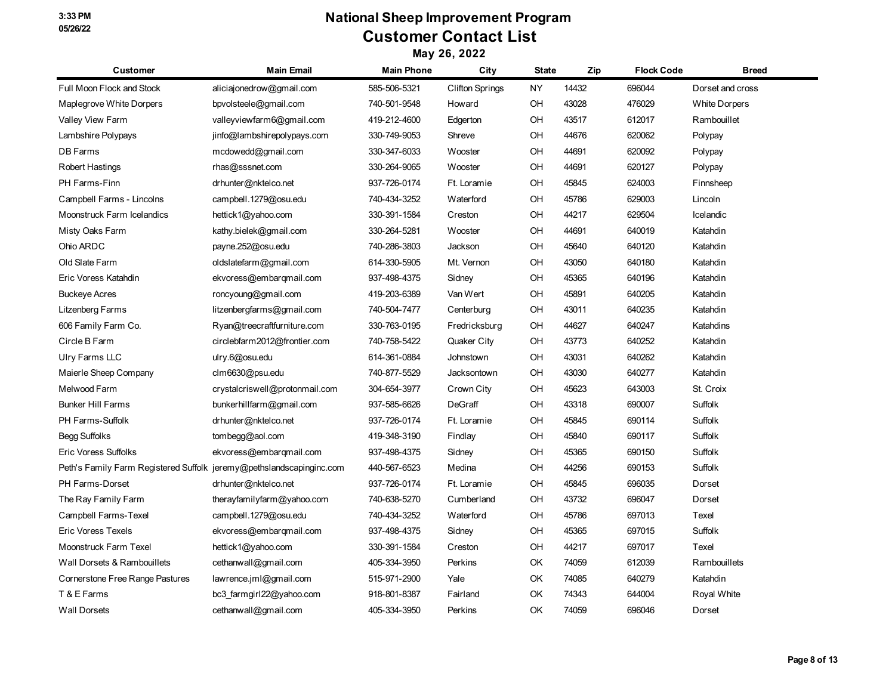# National Sheep Improvement Program

## Customer Contact List

### May 26, 2022

| Customer | Main Email | Main Phone | City | State | Zip | Flock Code | Breed |
|---|---|---|---|---|---|---|---|
| Full Moon Flock and Stock | aliciajonedrow@gmail.com | 585-506-5321 | Clifton Springs | NY | 14432 | 696044 | Dorset and cross |
| Maplegrove White Dorpers | bpvolsteele@gmail.com | 740-501-9548 | Howard | OH | 43028 | 476029 | White Dorpers |
| Valley View Farm | valleyviewfarm6@gmail.com | 419-212-4600 | Edgerton | OH | 43517 | 612017 | Rambouillet |
| Lambshire Polypays | jinfo@lambshirepolypays.com | 330-749-9053 | Shreve | OH | 44676 | 620062 | Polypay |
| DB Farms | mcdowedd@gmail.com | 330-347-6033 | Wooster | OH | 44691 | 620092 | Polypay |
| Robert Hastings | rhas@sssnet.com | 330-264-9065 | Wooster | OH | 44691 | 620127 | Polypay |
| PH Farms-Finn | drhunter@nktelco.net | 937-726-0174 | Ft. Loramie | OH | 45845 | 624003 | Finnsheep |
| Campbell Farms - Lincolns | campbell.1279@osu.edu | 740-434-3252 | Waterford | OH | 45786 | 629003 | Lincoln |
| Moonstruck Farm Icelandics | hettick1@yahoo.com | 330-391-1584 | Creston | OH | 44217 | 629504 | Icelandic |
| Misty Oaks Farm | kathy.bielek@gmail.com | 330-264-5281 | Wooster | OH | 44691 | 640019 | Katahdin |
| Ohio ARDC | payne.252@osu.edu | 740-286-3803 | Jackson | OH | 45640 | 640120 | Katahdin |
| Old Slate Farm | oldslatefarm@gmail.com | 614-330-5905 | Mt. Vernon | OH | 43050 | 640180 | Katahdin |
| Eric Voress Katahdin | ekvoress@embarqmail.com | 937-498-4375 | Sidney | OH | 45365 | 640196 | Katahdin |
| Buckeye Acres | roncyoung@gmail.com | 419-203-6389 | Van Wert | OH | 45891 | 640205 | Katahdin |
| Litzenberg Farms | litzenbergfarms@gmail.com | 740-504-7477 | Centerburg | OH | 43011 | 640235 | Katahdin |
| 606 Family Farm Co. | Ryan@treecraftfurniture.com | 330-763-0195 | Fredricksburg | OH | 44627 | 640247 | Katahdins |
| Circle B Farm | circlebfarm2012@frontier.com | 740-758-5422 | Quaker City | OH | 43773 | 640252 | Katahdin |
| Ulry Farms LLC | ulry.6@osu.edu | 614-361-0884 | Johnstown | OH | 43031 | 640262 | Katahdin |
| Maierle Sheep Company | clm6630@psu.edu | 740-877-5529 | Jacksontown | OH | 43030 | 640277 | Katahdin |
| Melwood Farm | crystalcriswell@protonmail.com | 304-654-3977 | Crown City | OH | 45623 | 643003 | St. Croix |
| Bunker Hill Farms | bunkerhillfarm@gmail.com | 937-585-6626 | DeGraff | OH | 43318 | 690007 | Suffolk |
| PH Farms-Suffolk | drhunter@nktelco.net | 937-726-0174 | Ft. Loramie | OH | 45845 | 690114 | Suffolk |
| Begg Suffolks | tombegg@aol.com | 419-348-3190 | Findlay | OH | 45840 | 690117 | Suffolk |
| Eric Voress Suffolks | ekvoress@embarqmail.com | 937-498-4375 | Sidney | OH | 45365 | 690150 | Suffolk |
| Peth's Family Farm Registered Suffolk | jeremy@pethslandscapinginc.com | 440-567-6523 | Medina | OH | 44256 | 690153 | Suffolk |
| PH Farms-Dorset | drhunter@nktelco.net | 937-726-0174 | Ft. Loramie | OH | 45845 | 696035 | Dorset |
| The Ray Family Farm | therayfamilyfarm@yahoo.com | 740-638-5270 | Cumberland | OH | 43732 | 696047 | Dorset |
| Campbell Farms-Texel | campbell.1279@osu.edu | 740-434-3252 | Waterford | OH | 45786 | 697013 | Texel |
| Eric Voress Texels | ekvoress@embarqmail.com | 937-498-4375 | Sidney | OH | 45365 | 697015 | Suffolk |
| Moonstruck Farm Texel | hettick1@yahoo.com | 330-391-1584 | Creston | OH | 44217 | 697017 | Texel |
| Wall Dorsets & Rambouillets | cethanwall@gmail.com | 405-334-3950 | Perkins | OK | 74059 | 612039 | Rambouillets |
| Cornerstone Free Range Pastures | lawrence.jml@gmail.com | 515-971-2900 | Yale | OK | 74085 | 640279 | Katahdin |
| T & E Farms | bc3_farmgirl22@yahoo.com | 918-801-8387 | Fairland | OK | 74343 | 644004 | Royal White |
| Wall Dorsets | cethanwall@gmail.com | 405-334-3950 | Perkins | OK | 74059 | 696046 | Dorset |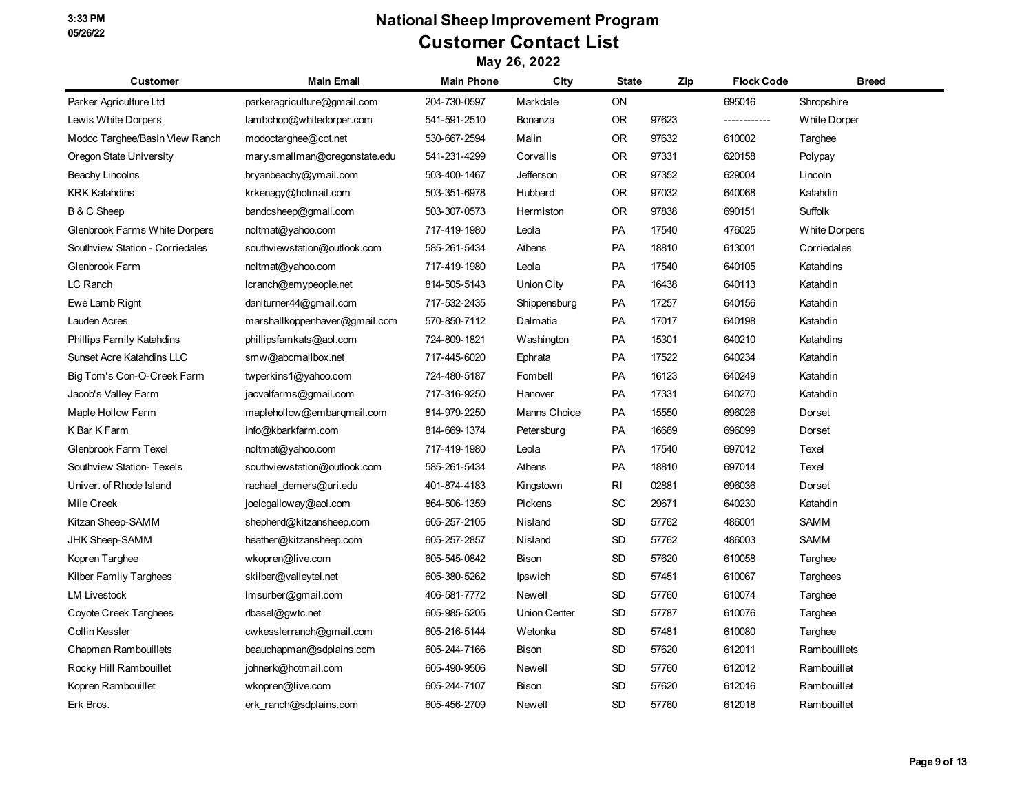# National Sheep Improvement Program

## Customer Contact List

### May 26, 2022

| Customer | Main Email | Main Phone | City | State | Zip | Flock Code | Breed |
|---|---|---|---|---|---|---|---|
| Parker Agriculture Ltd | parkeragriculture@gmail.com | 204-730-0597 | Markdale | ON | | 695016 | Shropshire |
| Lewis White Dorpers | lambchop@whitedorper.com | 541-591-2510 | Bonanza | OR | 97623 | ------------ | White Dorper |
| Modoc Targhee/Basin View Ranch | modoctarghee@cot.net | 530-667-2594 | Malin | OR | 97632 | 610002 | Targhee |
| Oregon State University | mary.smallman@oregonstate.edu | 541-231-4299 | Corvallis | OR | 97331 | 620158 | Polypay |
| Beachy Lincolns | bryanbeachy@ymail.com | 503-400-1467 | Jefferson | OR | 97352 | 629004 | Lincoln |
| KRK Katahdins | krkenagy@hotmail.com | 503-351-6978 | Hubbard | OR | 97032 | 640068 | Katahdin |
| B & C Sheep | bandcsheep@gmail.com | 503-307-0573 | Hermiston | OR | 97838 | 690151 | Suffolk |
| Glenbrook Farms White Dorpers | noltmat@yahoo.com | 717-419-1980 | Leola | PA | 17540 | 476025 | White Dorpers |
| Southview Station - Corriedales | southviewstation@outlook.com | 585-261-5434 | Athens | PA | 18810 | 613001 | Corriedales |
| Glenbrook Farm | noltmat@yahoo.com | 717-419-1980 | Leola | PA | 17540 | 640105 | Katahdins |
| LC Ranch | lcranch@emypeople.net | 814-505-5143 | Union City | PA | 16438 | 640113 | Katahdin |
| Ewe Lamb Right | danlturner44@gmail.com | 717-532-2435 | Shippensburg | PA | 17257 | 640156 | Katahdin |
| Lauden Acres | marshallkoppenhaver@gmail.com | 570-850-7112 | Dalmatia | PA | 17017 | 640198 | Katahdin |
| Phillips Family Katahdins | phillipsfamkats@aol.com | 724-809-1821 | Washington | PA | 15301 | 640210 | Katahdins |
| Sunset Acre Katahdins LLC | smw@abcmailbox.net | 717-445-6020 | Ephrata | PA | 17522 | 640234 | Katahdin |
| Big Tom's Con-O-Creek Farm | twperkins1@yahoo.com | 724-480-5187 | Fombell | PA | 16123 | 640249 | Katahdin |
| Jacob's Valley Farm | jacvalfarms@gmail.com | 717-316-9250 | Hanover | PA | 17331 | 640270 | Katahdin |
| Maple Hollow Farm | maplehollow@embarqmail.com | 814-979-2250 | Manns Choice | PA | 15550 | 696026 | Dorset |
| K Bar K Farm | info@kbarkfarm.com | 814-669-1374 | Petersburg | PA | 16669 | 696099 | Dorset |
| Glenbrook Farm Texel | noltmat@yahoo.com | 717-419-1980 | Leola | PA | 17540 | 697012 | Texel |
| Southview Station- Texels | southviewstation@outlook.com | 585-261-5434 | Athens | PA | 18810 | 697014 | Texel |
| Univer. of Rhode Island | rachael_demers@uri.edu | 401-874-4183 | Kingstown | RI | 02881 | 696036 | Dorset |
| Mile Creek | joelcgalloway@aol.com | 864-506-1359 | Pickens | SC | 29671 | 640230 | Katahdin |
| Kitzan Sheep-SAMM | shepherd@kitzansheep.com | 605-257-2105 | Nisland | SD | 57762 | 486001 | SAMM |
| JHK Sheep-SAMM | heather@kitzansheep.com | 605-257-2857 | Nisland | SD | 57762 | 486003 | SAMM |
| Kopren Targhee | wkopren@live.com | 605-545-0842 | Bison | SD | 57620 | 610058 | Targhee |
| Kilber Family Targhees | skilber@valleytel.net | 605-380-5262 | Ipswich | SD | 57451 | 610067 | Targhees |
| LM Livestock | lmsurber@gmail.com | 406-581-7772 | Newell | SD | 57760 | 610074 | Targhee |
| Coyote Creek Targhees | dbasel@gwtc.net | 605-985-5205 | Union Center | SD | 57787 | 610076 | Targhee |
| Collin Kessler | cwkesslerranch@gmail.com | 605-216-5144 | Wetonka | SD | 57481 | 610080 | Targhee |
| Chapman Rambouillets | beauchapman@sdplains.com | 605-244-7166 | Bison | SD | 57620 | 612011 | Rambouillets |
| Rocky Hill Rambouillet | johnerk@hotmail.com | 605-490-9506 | Newell | SD | 57760 | 612012 | Rambouillet |
| Kopren Rambouillet | wkopren@live.com | 605-244-7107 | Bison | SD | 57620 | 612016 | Rambouillet |
| Erk Bros. | erk_ranch@sdplains.com | 605-456-2709 | Newell | SD | 57760 | 612018 | Rambouillet |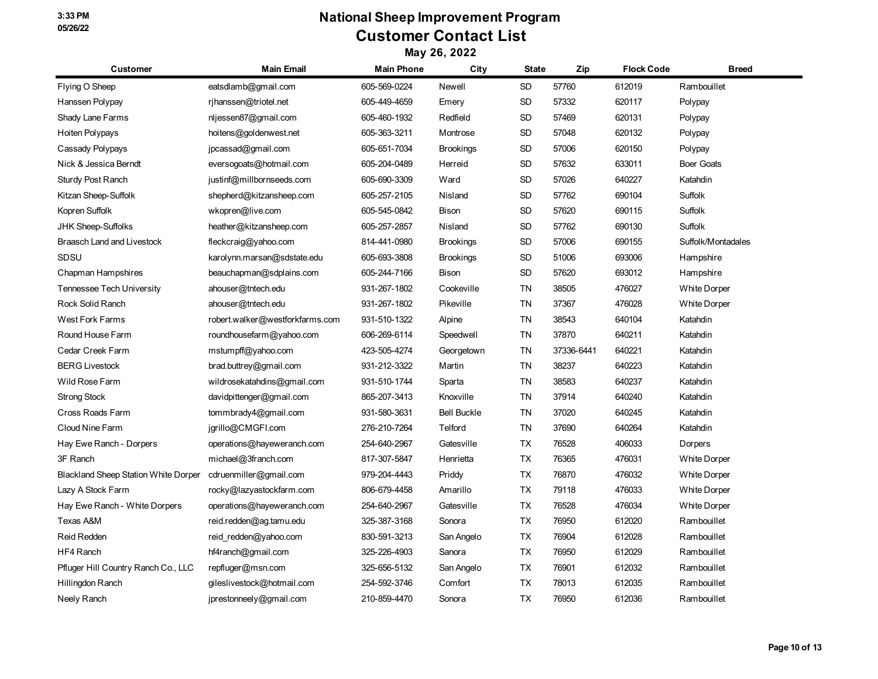# National Sheep Improvement Program
## Customer Contact List
### May 26, 2022

| Customer | Main Email | Main Phone | City | State | Zip | Flock Code | Breed |
|---|---|---|---|---|---|---|---|
| Flying O Sheep | eatsdlamb@gmail.com | 605-569-0224 | Newell | SD | 57760 | 612019 | Rambouillet |
| Hanssen Polypay | rjhanssen@triotel.net | 605-449-4659 | Emery | SD | 57332 | 620117 | Polypay |
| Shady Lane Farms | nljessen87@gmail.com | 605-460-1932 | Redfield | SD | 57469 | 620131 | Polypay |
| Hoiten Polypays | hoitens@goldenwest.net | 605-363-3211 | Montrose | SD | 57048 | 620132 | Polypay |
| Cassady Polypays | jpcassad@gmail.com | 605-651-7034 | Brookings | SD | 57006 | 620150 | Polypay |
| Nick & Jessica Berndt | eversogoats@hotmail.com | 605-204-0489 | Herreid | SD | 57632 | 633011 | Boer Goats |
| Sturdy Post Ranch | justinf@millbornseeds.com | 605-690-3309 | Ward | SD | 57026 | 640227 | Katahdin |
| Kitzan Sheep-Suffolk | shepherd@kitzansheep.com | 605-257-2105 | Nisland | SD | 57762 | 690104 | Suffolk |
| Kopren Suffolk | wkopren@live.com | 605-545-0842 | Bison | SD | 57620 | 690115 | Suffolk |
| JHK Sheep-Suffolks | heather@kitzansheep.com | 605-257-2857 | Nisland | SD | 57762 | 690130 | Suffolk |
| Braasch Land and Livestock | fleckcraig@yahoo.com | 814-441-0980 | Brookings | SD | 57006 | 690155 | Suffolk/Montadales |
| SDSU | karolynn.marsan@sdstate.edu | 605-693-3808 | Brookings | SD | 51006 | 693006 | Hampshire |
| Chapman Hampshires | beauchapman@sdplains.com | 605-244-7166 | Bison | SD | 57620 | 693012 | Hampshire |
| Tennessee Tech University | ahouser@tntech.edu | 931-267-1802 | Cookeville | TN | 38505 | 476027 | White Dorper |
| Rock Solid Ranch | ahouser@tntech.edu | 931-267-1802 | Pikeville | TN | 37367 | 476028 | White Dorper |
| West Fork Farms | robert.walker@westforkfarms.com | 931-510-1322 | Alpine | TN | 38543 | 640104 | Katahdin |
| Round House Farm | roundhousefarm@yahoo.com | 606-269-6114 | Speedwell | TN | 37870 | 640211 | Katahdin |
| Cedar Creek Farm | mstumpff@yahoo.com | 423-505-4274 | Georgetown | TN | 37336-6441 | 640221 | Katahdin |
| BERG Livestock | brad.buttrey@gmail.com | 931-212-3322 | Martin | TN | 38237 | 640223 | Katahdin |
| Wild Rose Farm | wildrosekatahdins@gmail.com | 931-510-1744 | Sparta | TN | 38583 | 640237 | Katahdin |
| Strong Stock | davidpittenger@gmail.com | 865-207-3413 | Knoxville | TN | 37914 | 640240 | Katahdin |
| Cross Roads Farm | tommbrady4@gmail.com | 931-580-3631 | Bell Buckle | TN | 37020 | 640245 | Katahdin |
| Cloud Nine Farm | jgrillo@CMGFI.com | 276-210-7264 | Telford | TN | 37690 | 640264 | Katahdin |
| Hay Ewe Ranch - Dorpers | operations@hayeweranch.com | 254-640-2967 | Gatesville | TX | 76528 | 406033 | Dorpers |
| 3F Ranch | michael@3franch.com | 817-307-5847 | Henrietta | TX | 76365 | 476031 | White Dorper |
| Blackland Sheep Station White Dorper | cdruenmiller@gmail.com | 979-204-4443 | Priddy | TX | 76870 | 476032 | White Dorper |
| Lazy A Stock Farm | rocky@lazyastockfarm.com | 806-679-4458 | Amarillo | TX | 79118 | 476033 | White Dorper |
| Hay Ewe Ranch - White Dorpers | operations@hayeweranch.com | 254-640-2967 | Gatesville | TX | 76528 | 476034 | White Dorper |
| Texas A&M | reid.redden@ag.tamu.edu | 325-387-3168 | Sonora | TX | 76950 | 612020 | Rambouillet |
| Reid Redden | reid_redden@yahoo.com | 830-591-3213 | San Angelo | TX | 76904 | 612028 | Rambouillet |
| HF4 Ranch | hf4ranch@gmail.com | 325-226-4903 | Sanora | TX | 76950 | 612029 | Rambouillet |
| Pfluger Hill Country Ranch Co., LLC | repfluger@msn.com | 325-656-5132 | San Angelo | TX | 76901 | 612032 | Rambouillet |
| Hillingdon Ranch | gileslivestock@hotmail.com | 254-592-3746 | Comfort | TX | 78013 | 612035 | Rambouillet |
| Neely Ranch | jprestonneely@gmail.com | 210-859-4470 | Sonora | TX | 76950 | 612036 | Rambouillet |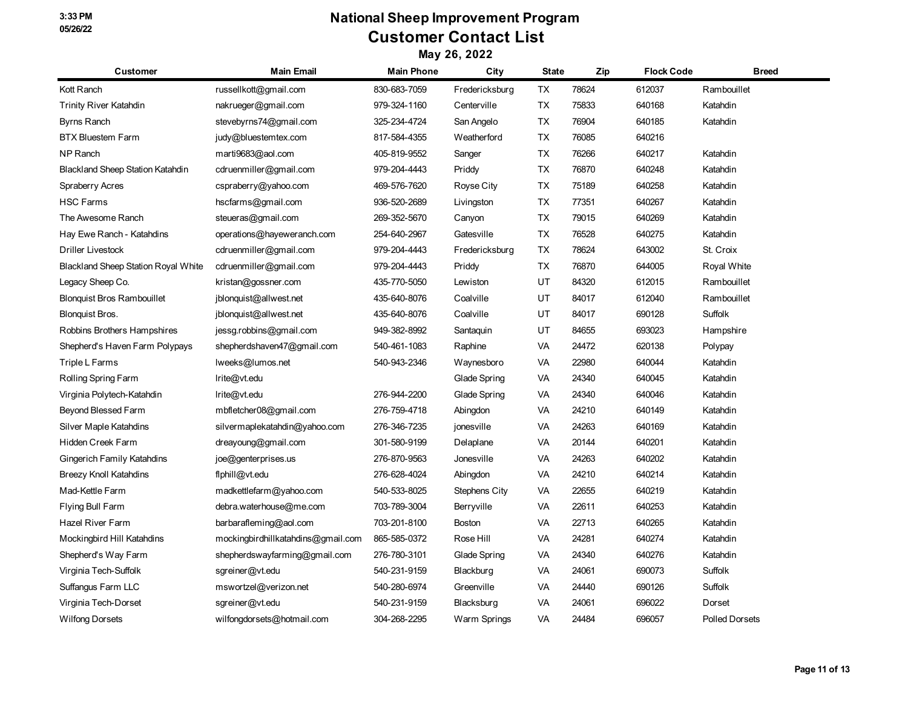# National Sheep Improvement Program

## Customer Contact List

### May 26, 2022

| Customer | Main Email | Main Phone | City | State | Zip | Flock Code | Breed |
|---|---|---|---|---|---|---|---|
| Kott Ranch | russellkott@gmail.com | 830-683-7059 | Fredericksburg | TX | 78624 | 612037 | Rambouillet |
| Trinity River Katahdin | nakrueger@gmail.com | 979-324-1160 | Centerville | TX | 75833 | 640168 | Katahdin |
| Byrns Ranch | stevebyrns74@gmail.com | 325-234-4724 | San Angelo | TX | 76904 | 640185 | Katahdin |
| BTX Bluestem Farm | judy@bluestemtex.com | 817-584-4355 | Weatherford | TX | 76085 | 640216 | |
| NP Ranch | marti9683@aol.com | 405-819-9552 | Sanger | TX | 76266 | 640217 | Katahdin |
| Blackland Sheep Station Katahdin | cdruenmiller@gmail.com | 979-204-4443 | Priddy | TX | 76870 | 640248 | Katahdin |
| Spraberry Acres | cspraberry@yahoo.com | 469-576-7620 | Royse City | TX | 75189 | 640258 | Katahdin |
| HSC Farms | hscfarms@gmail.com | 936-520-2689 | Livingston | TX | 77351 | 640267 | Katahdin |
| The Awesome Ranch | steueras@gmail.com | 269-352-5670 | Canyon | TX | 79015 | 640269 | Katahdin |
| Hay Ewe Ranch - Katahdins | operations@hayeweranch.com | 254-640-2967 | Gatesville | TX | 76528 | 640275 | Katahdin |
| Driller Livestock | cdruenmiller@gmail.com | 979-204-4443 | Fredericksburg | TX | 78624 | 643002 | St. Croix |
| Blackland Sheep Station Royal White | cdruenmiller@gmail.com | 979-204-4443 | Priddy | TX | 76870 | 644005 | Royal White |
| Legacy Sheep Co. | kristan@gossner.com | 435-770-5050 | Lewiston | UT | 84320 | 612015 | Rambouillet |
| Blonquist Bros Rambouillet | jblonquist@allwest.net | 435-640-8076 | Coalville | UT | 84017 | 612040 | Rambouillet |
| Blonquist Bros. | jblonquist@allwest.net | 435-640-8076 | Coalville | UT | 84017 | 690128 | Suffolk |
| Robbins Brothers Hampshires | jessg.robbins@gmail.com | 949-382-8992 | Santaquin | UT | 84655 | 693023 | Hampshire |
| Shepherd's Haven Farm Polypays | shepherdshaven47@gmail.com | 540-461-1083 | Raphine | VA | 24472 | 620138 | Polypay |
| Triple L Farms | lweeks@lumos.net | 540-943-2346 | Waynesboro | VA | 22980 | 640044 | Katahdin |
| Rolling Spring Farm | lrite@vt.edu | | Glade Spring | VA | 24340 | 640045 | Katahdin |
| Virginia Polytech-Katahdin | lrite@vt.edu | 276-944-2200 | Glade Spring | VA | 24340 | 640046 | Katahdin |
| Beyond Blessed Farm | mbfletcher08@gmail.com | 276-759-4718 | Abingdon | VA | 24210 | 640149 | Katahdin |
| Silver Maple Katahdins | silvermaplekatahdin@yahoo.com | 276-346-7235 | jonesville | VA | 24263 | 640169 | Katahdin |
| Hidden Creek Farm | dreayoung@gmail.com | 301-580-9199 | Delaplane | VA | 20144 | 640201 | Katahdin |
| Gingerich Family Katahdins | joe@genterprises.us | 276-870-9563 | Jonesville | VA | 24263 | 640202 | Katahdin |
| Breezy Knoll Katahdins | flphill@vt.edu | 276-628-4024 | Abingdon | VA | 24210 | 640214 | Katahdin |
| Mad-Kettle Farm | madkettlefarm@yahoo.com | 540-533-8025 | Stephens City | VA | 22655 | 640219 | Katahdin |
| Flying Bull Farm | debra.waterhouse@me.com | 703-789-3004 | Berryville | VA | 22611 | 640253 | Katahdin |
| Hazel River Farm | barbarafleming@aol.com | 703-201-8100 | Boston | VA | 22713 | 640265 | Katahdin |
| Mockingbird Hill Katahdins | mockingbirdhillkatahdins@gmail.com | 865-585-0372 | Rose Hill | VA | 24281 | 640274 | Katahdin |
| Shepherd's Way Farm | shepherdswayfarming@gmail.com | 276-780-3101 | Glade Spring | VA | 24340 | 640276 | Katahdin |
| Virginia Tech-Suffolk | sgreiner@vt.edu | 540-231-9159 | Blackburg | VA | 24061 | 690073 | Suffolk |
| Suffangus Farm LLC | mswortzel@verizon.net | 540-280-6974 | Greenville | VA | 24440 | 690126 | Suffolk |
| Virginia Tech-Dorset | sgreiner@vt.edu | 540-231-9159 | Blacksburg | VA | 24061 | 696022 | Dorset |
| Wilfong Dorsets | wilfongdorsets@hotmail.com | 304-268-2295 | Warm Springs | VA | 24484 | 696057 | Polled Dorsets |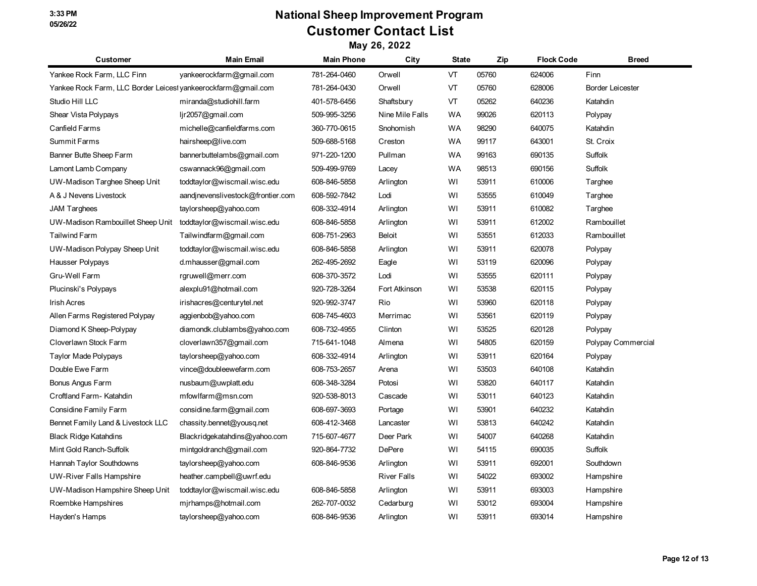# National Sheep Improvement Program

## Customer Contact List

### May 26, 2022

| Customer | Main Email | Main Phone | City | State | Zip | Flock Code | Breed |
|---|---|---|---|---|---|---|---|
| Yankee Rock Farm, LLC Finn | yankeerockfarm@gmail.com | 781-264-0460 | Orwell | VT | 05760 | 624006 | Finn |
| Yankee Rock Farm, LLC Border Leicest | yankeerockfarm@gmail.com | 781-264-0430 | Orwell | VT | 05760 | 628006 | Border Leicester |
| Studio Hill LLC | miranda@studiohill.farm | 401-578-6456 | Shaftsbury | VT | 05262 | 640236 | Katahdin |
| Shear Vista Polypays | ljr2057@gmail.com | 509-995-3256 | Nine Mile Falls | WA | 99026 | 620113 | Polypay |
| Canfield Farms | michelle@canfieldfarms.com | 360-770-0615 | Snohomish | WA | 98290 | 640075 | Katahdin |
| Summit Farms | hairsheep@live.com | 509-688-5168 | Creston | WA | 99117 | 643001 | St. Croix |
| Banner Butte Sheep Farm | bannerbuttelambs@gmail.com | 971-220-1200 | Pullman | WA | 99163 | 690135 | Suffolk |
| Lamont Lamb Company | cswannack96@gmail.com | 509-499-9769 | Lacey | WA | 98513 | 690156 | Suffolk |
| UW-Madison Targhee Sheep Unit | toddtaylor@wiscmail.wisc.edu | 608-846-5858 | Arlington | WI | 53911 | 610006 | Targhee |
| A & J Nevens Livestock | aandjnevenslivestock@frontier.com | 608-592-7842 | Lodi | WI | 53555 | 610049 | Targhee |
| JAM Targhees | taylorsheep@yahoo.com | 608-332-4914 | Arlington | WI | 53911 | 610082 | Targhee |
| UW-Madison Rambouillet Sheep Unit | toddtaylor@wiscmail.wisc.edu | 608-846-5858 | Arlington | WI | 53911 | 612002 | Rambouillet |
| Tailwind Farm | Tailwindfarm@gmail.com | 608-751-2963 | Beloit | WI | 53551 | 612033 | Rambouillet |
| UW-Madison Polypay Sheep Unit | toddtaylor@wiscmail.wisc.edu | 608-846-5858 | Arlington | WI | 53911 | 620078 | Polypay |
| Hausser Polypays | d.mhausser@gmail.com | 262-495-2692 | Eagle | WI | 53119 | 620096 | Polypay |
| Gru-Well Farm | rgruwell@merr.com | 608-370-3572 | Lodi | WI | 53555 | 620111 | Polypay |
| Plucinski's Polypays | alexplu91@hotmail.com | 920-728-3264 | Fort Atkinson | WI | 53538 | 620115 | Polypay |
| Irish Acres | irishacres@centurytel.net | 920-992-3747 | Rio | WI | 53960 | 620118 | Polypay |
| Allen Farms Registered Polypay | aggienbob@yahoo.com | 608-745-4603 | Merrimac | WI | 53561 | 620119 | Polypay |
| Diamond K Sheep-Polypay | diamondk.clublambs@yahoo.com | 608-732-4955 | Clinton | WI | 53525 | 620128 | Polypay |
| Cloverlawn Stock Farm | cloverlawn357@gmail.com | 715-641-1048 | Almena | WI | 54805 | 620159 | Polypay Commercial |
| Taylor Made Polypays | taylorsheep@yahoo.com | 608-332-4914 | Arlington | WI | 53911 | 620164 | Polypay |
| Double Ewe Farm | vince@doubleewefarm.com | 608-753-2657 | Arena | WI | 53503 | 640108 | Katahdin |
| Bonus Angus Farm | nusbaum@uwplatt.edu | 608-348-3284 | Potosi | WI | 53820 | 640117 | Katahdin |
| Croftland Farm- Katahdin | mfowlfarm@msn.com | 920-538-8013 | Cascade | WI | 53011 | 640123 | Katahdin |
| Considine Family Farm | considine.farm@gmail.com | 608-697-3693 | Portage | WI | 53901 | 640232 | Katahdin |
| Bennet Family Land & Livestock LLC | chassity.bennet@yousq.net | 608-412-3468 | Lancaster | WI | 53813 | 640242 | Katahdin |
| Black Ridge Katahdins | Blackridgekatahdins@yahoo.com | 715-607-4677 | Deer Park | WI | 54007 | 640268 | Katahdin |
| Mint Gold Ranch-Suffolk | mintgoldranch@gmail.com | 920-864-7732 | DePere | WI | 54115 | 690035 | Suffolk |
| Hannah Taylor Southdowns | taylorsheep@yahoo.com | 608-846-9536 | Arlington | WI | 53911 | 692001 | Southdown |
| UW-River Falls Hampshire | heather.campbell@uwrf.edu | | River Falls | WI | 54022 | 693002 | Hampshire |
| UW-Madison Hampshire Sheep Unit | toddtaylor@wiscmail.wisc.edu | 608-846-5858 | Arlington | WI | 53911 | 693003 | Hampshire |
| Roembke Hampshires | mjrhamps@hotmail.com | 262-707-0032 | Cedarburg | WI | 53012 | 693004 | Hampshire |
| Hayden's Hamps | taylorsheep@yahoo.com | 608-846-9536 | Arlington | WI | 53911 | 693014 | Hampshire |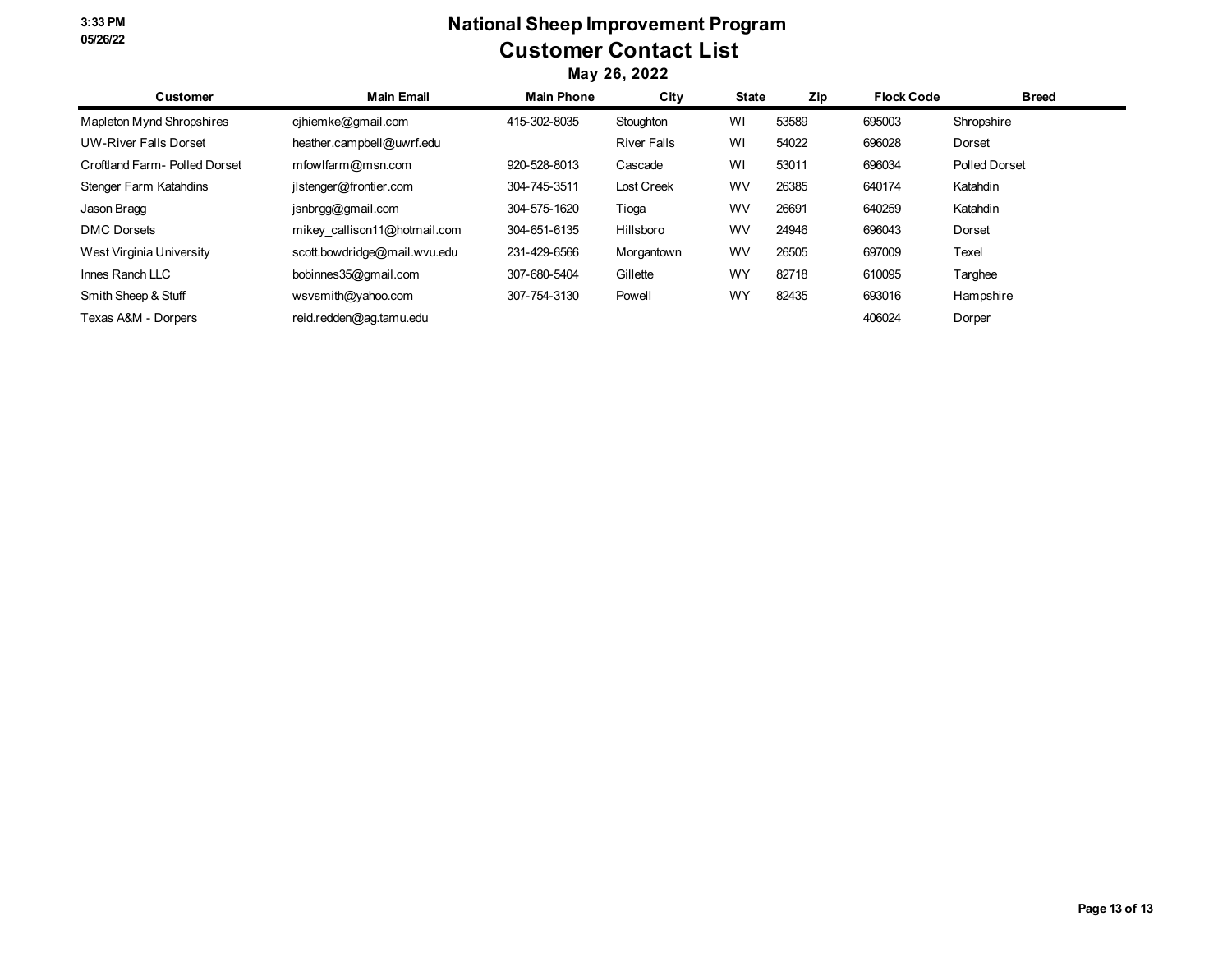3:33 PM
05/26/22

# National Sheep Improvement Program
## Customer Contact List
### May 26, 2022

| Customer | Main Email | Main Phone | City | State | Zip | Flock Code | Breed |
|---|---|---|---|---|---|---|---|
| Mapleton Mynd Shropshires | cjhiemke@gmail.com | 415-302-8035 | Stoughton | WI | 53589 | 695003 | Shropshire |
| UW-River Falls Dorset | heather.campbell@uwrf.edu | | River Falls | WI | 54022 | 696028 | Dorset |
| Croftland Farm- Polled Dorset | mfowlfarm@msn.com | 920-528-8013 | Cascade | WI | 53011 | 696034 | Polled Dorset |
| Stenger Farm Katahdins | jlstenger@frontier.com | 304-745-3511 | Lost Creek | WV | 26385 | 640174 | Katahdin |
| Jason Bragg | jsnbrgg@gmail.com | 304-575-1620 | Tioga | WV | 26691 | 640259 | Katahdin |
| DMC Dorsets | mikey_callison11@hotmail.com | 304-651-6135 | Hillsboro | WV | 24946 | 696043 | Dorset |
| West Virginia University | scott.bowdridge@mail.wvu.edu | 231-429-6566 | Morgantown | WV | 26505 | 697009 | Texel |
| Innes Ranch LLC | bobinnes35@gmail.com | 307-680-5404 | Gillette | WY | 82718 | 610095 | Targhee |
| Smith Sheep & Stuff | wsvsmith@yahoo.com | 307-754-3130 | Powell | WY | 82435 | 693016 | Hampshire |
| Texas A&M - Dorpers | reid.redden@ag.tamu.edu | | | | | 406024 | Dorper |